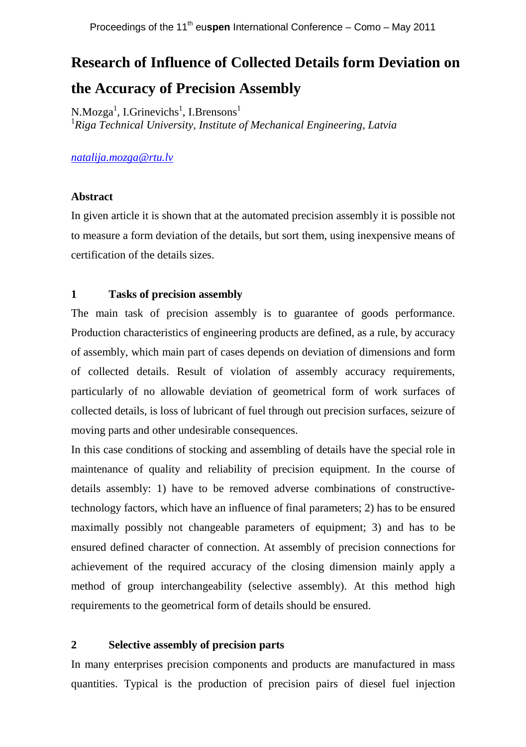# Research of Influence of Collected Details form Deviation on the Accuracy of Precision Assembly

N.Mozga[1], I.Grinevichs[1], I.Brensons[1]

[1]*Riga Technical University, Institute of Mechanical Engineering, Latvia*

*natalija.mozga@rtu.lv*

### Abstract

In given article it is shown that at the automated precision assembly it is possible not to measure a form deviation of the details, but sort them, using inexpensive means of certification of the details sizes.

## 1 Tasks of precision assembly

The main task of precision assembly is to guarantee of goods performance. Production characteristics of engineering products are defined, as a rule, by accuracy of assembly, which main part of cases depends on deviation of dimensions and form of collected details. Result of violation of assembly accuracy requirements, particularly of no allowable deviation of geometrical form of work surfaces of collected details, is loss of lubricant of fuel through out precision surfaces, seizure of moving parts and other undesirable consequences.

In this case conditions of stocking and assembling of details have the special role in maintenance of quality and reliability of precision equipment. In the course of details assembly: 1) have to be removed adverse combinations of constructive-technology factors, which have an influence of final parameters; 2) has to be ensured maximally possibly not changeable parameters of equipment; 3) and has to be ensured defined character of connection. At assembly of precision connections for achievement of the required accuracy of the closing dimension mainly apply a method of group interchangeability (selective assembly). At this method high requirements to the geometrical form of details should be ensured.

## 2 Selective assembly of precision parts

In many enterprises precision components and products are manufactured in mass quantities. Typical is the production of precision pairs of diesel fuel injection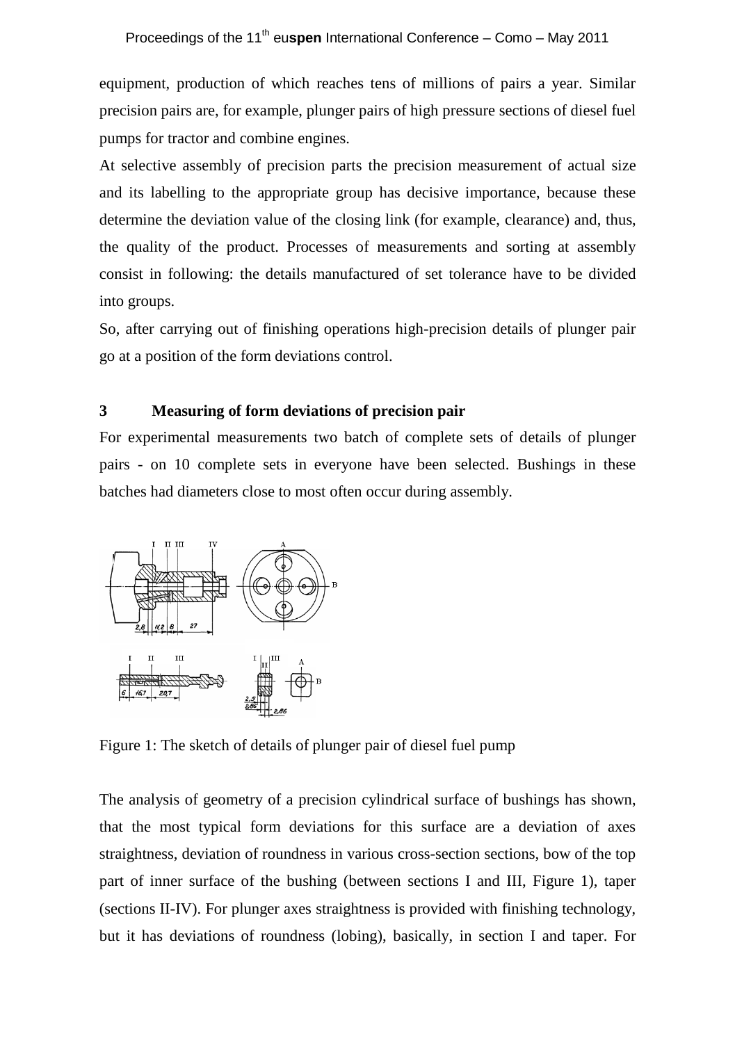equipment, production of which reaches tens of millions of pairs a year. Similar precision pairs are, for example, plunger pairs of high pressure sections of diesel fuel pumps for tractor and combine engines.

At selective assembly of precision parts the precision measurement of actual size and its labelling to the appropriate group has decisive importance, because these determine the deviation value of the closing link (for example, clearance) and, thus, the quality of the product. Processes of measurements and sorting at assembly consist in following: the details manufactured of set tolerance have to be divided into groups.

So, after carrying out of finishing operations high-precision details of plunger pair go at a position of the form deviations control.

## 3 Measuring of form deviations of precision pair

For experimental measurements two batch of complete sets of details of plunger pairs - on 10 complete sets in everyone have been selected. Bushings in these batches had diameters close to most often occur during assembly.

Figure 1: The sketch of details of plunger pair of diesel fuel pump

The analysis of geometry of a precision cylindrical surface of bushings has shown, that the most typical form deviations for this surface are a deviation of axes straightness, deviation of roundness in various cross-section sections, bow of the top part of inner surface of the bushing (between sections I and III, Figure 1), taper (sections II-IV). For plunger axes straightness is provided with finishing technology, but it has deviations of roundness (lobing), basically, in section I and taper. For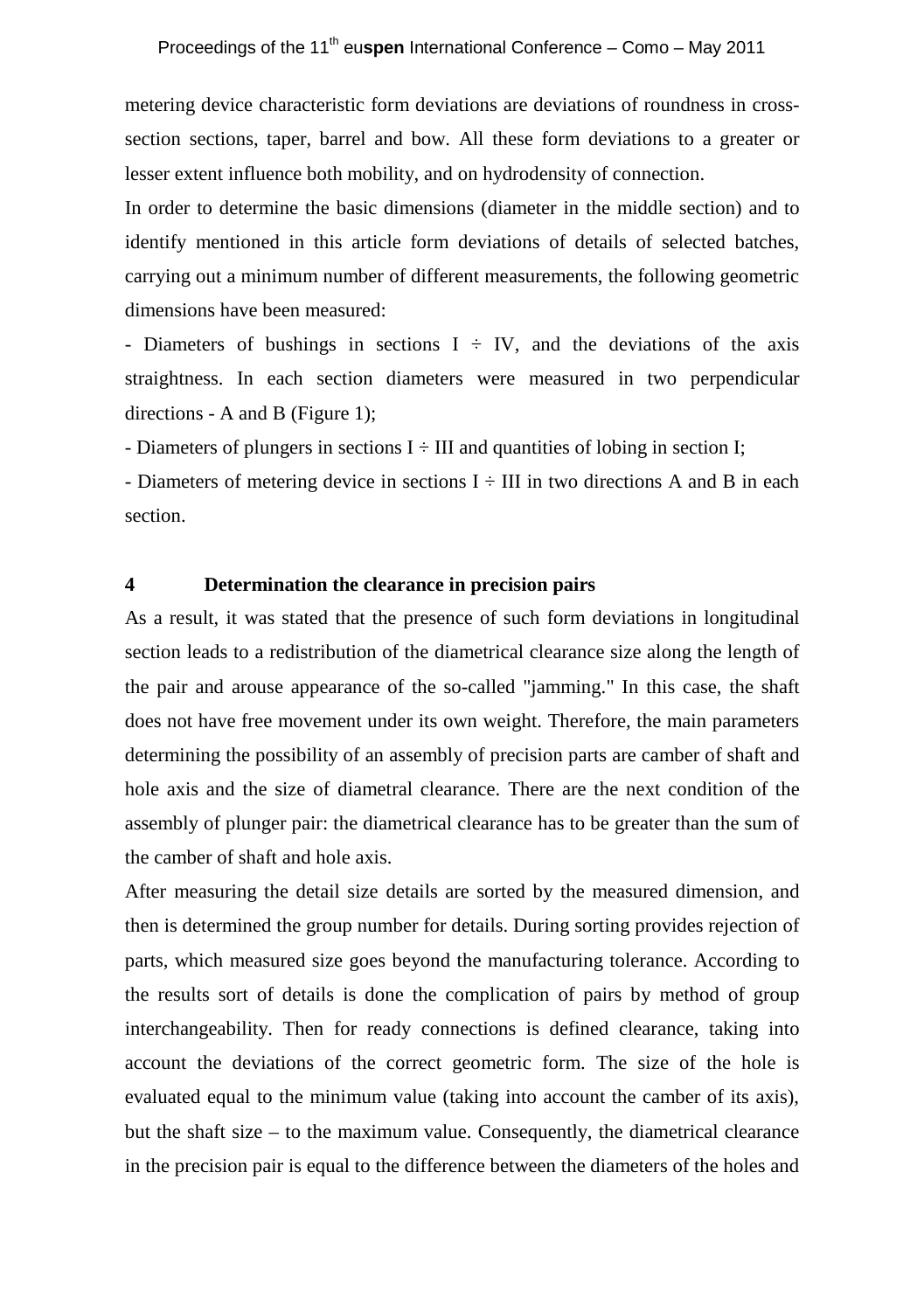metering device characteristic form deviations are deviations of roundness in cross-section sections, taper, barrel and bow. All these form deviations to a greater or lesser extent influence both mobility, and on hydrodensity of connection.

In order to determine the basic dimensions (diameter in the middle section) and to identify mentioned in this article form deviations of details of selected batches, carrying out a minimum number of different measurements, the following geometric dimensions have been measured:

- Diameters of bushings in sections I ÷ IV, and the deviations of the axis straightness. In each section diameters were measured in two perpendicular directions - A and B (Figure 1);
- Diameters of plungers in sections I ÷ III and quantities of lobing in section I;
- Diameters of metering device in sections I ÷ III in two directions A and B in each section.

## 4 Determination the clearance in precision pairs

As a result, it was stated that the presence of such form deviations in longitudinal section leads to a redistribution of the diametrical clearance size along the length of the pair and arouse appearance of the so-called "jamming." In this case, the shaft does not have free movement under its own weight. Therefore, the main parameters determining the possibility of an assembly of precision parts are camber of shaft and hole axis and the size of diametral clearance. There are the next condition of the assembly of plunger pair: the diametrical clearance has to be greater than the sum of the camber of shaft and hole axis.

After measuring the detail size details are sorted by the measured dimension, and then is determined the group number for details. During sorting provides rejection of parts, which measured size goes beyond the manufacturing tolerance. According to the results sort of details is done the complication of pairs by method of group interchangeability. Then for ready connections is defined clearance, taking into account the deviations of the correct geometric form. The size of the hole is evaluated equal to the minimum value (taking into account the camber of its axis), but the shaft size – to the maximum value. Consequently, the diametrical clearance in the precision pair is equal to the difference between the diameters of the holes and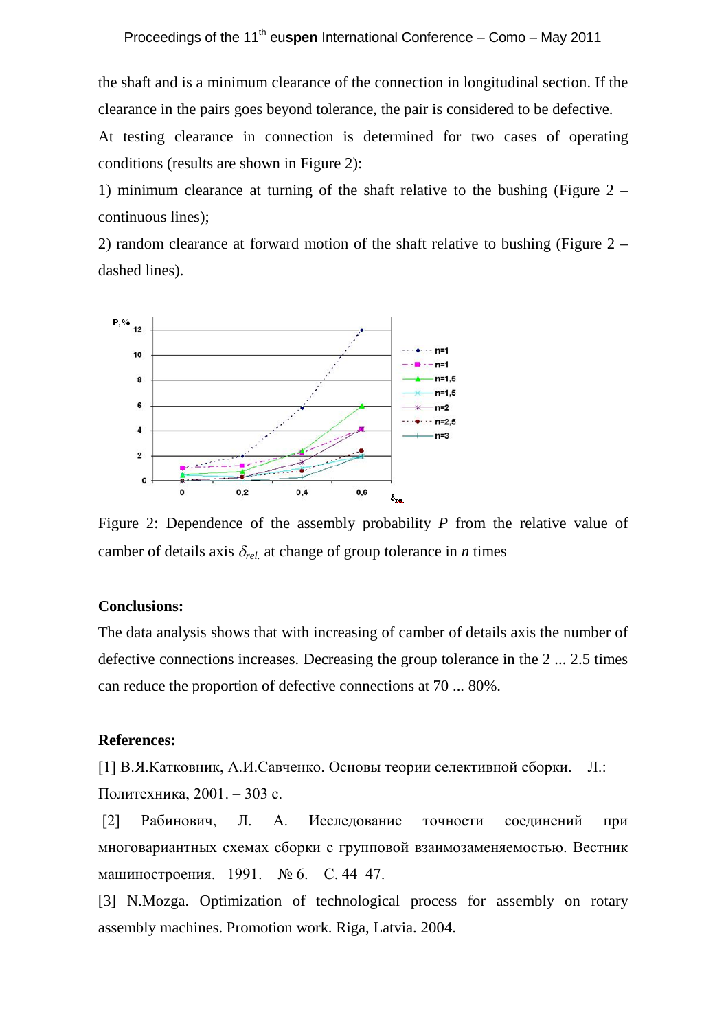the shaft and is a minimum clearance of the connection in longitudinal section. If the clearance in the pairs goes beyond tolerance, the pair is considered to be defective.

At testing clearance in connection is determined for two cases of operating conditions (results are shown in Figure 2):

1) minimum clearance at turning of the shaft relative to the bushing (Figure 2 – continuous lines);

2) random clearance at forward motion of the shaft relative to bushing (Figure 2 – dashed lines).

P,%
12
10
8
6
4
2
0
0
0,2
0,4
0,6
$\delta_{rel.}$
n=1
n=1
n=1,5
n=1,5
n=2
n=2,5
n=3

Figure 2: Dependence of the assembly probability *P* from the relative value of camber of details axis $\delta_{rel.}$ at change of group tolerance in *n* times

**Conclusions:**

The data analysis shows that with increasing of camber of details axis the number of defective connections increases. Decreasing the group tolerance in the 2 ... 2.5 times can reduce the proportion of defective connections at 70 ... 80%.

**References:**

[1] В.Я.Катковник, А.И.Савченко. Основы теории селективной сборки. – Л.: Политехника, 2001. – 303 с.

[2] Рабинович, Л. А. Исследование точности соединений при многовариантных схемах сборки с групповой взаимозаменяемостью. Вестник машиностроения. –1991. – № 6. – С. 44–47.

[3] N.Mozga. Optimization of technological process for assembly on rotary assembly machines. Promotion work. Riga, Latvia. 2004.